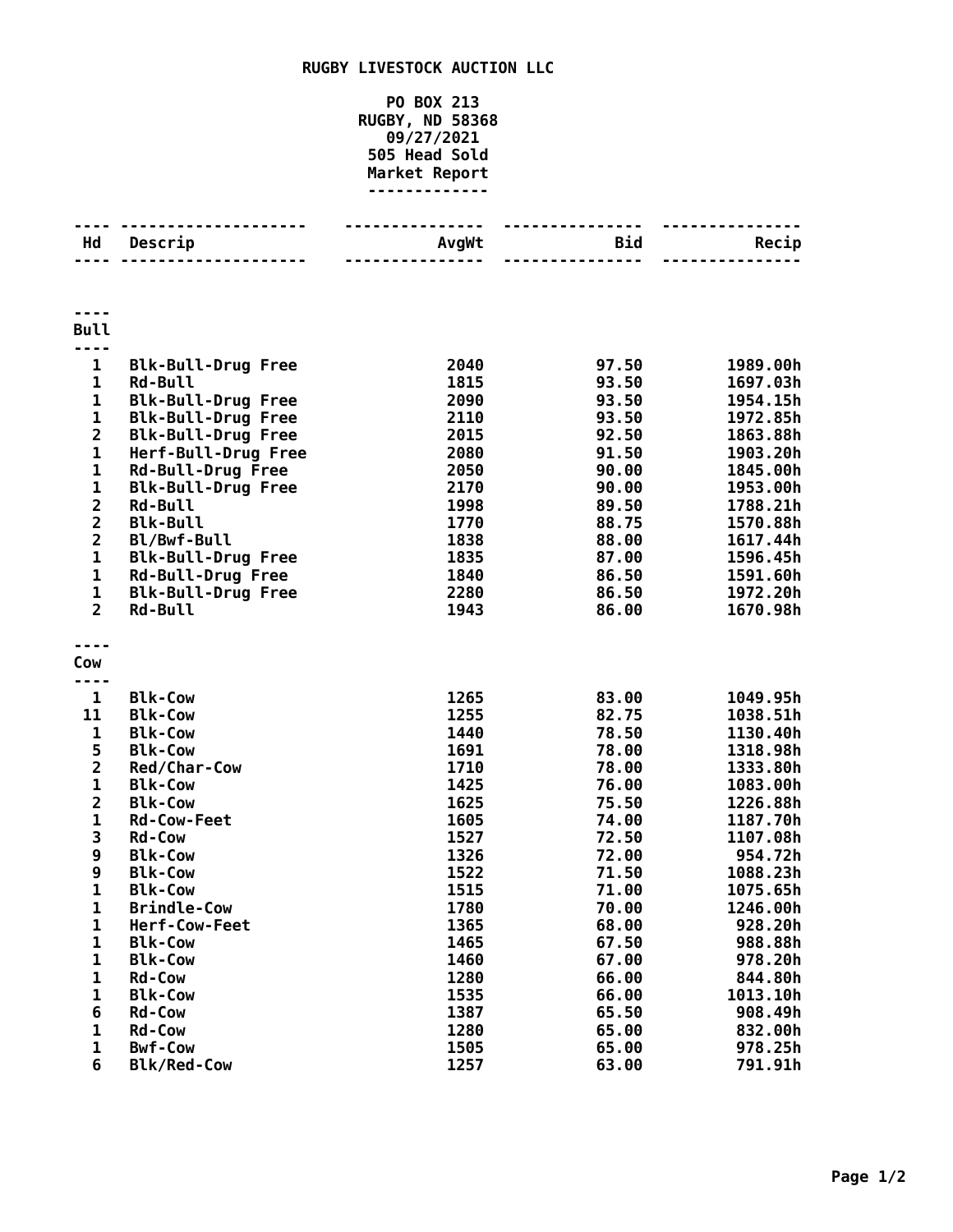# RUGBY LIVESTOCK AUCTION LLC

**PO BOX 213**
**RUGBY, ND 58368**
**09/27/2021**
**505 Head Sold**
**Market Report**

| Hd | Descrip | AvgWt | Bid | Recip |
|---|---|---|---|---|
| **Bull** | | | | |
| 1 | Blk-Bull-Drug Free | 2040 | 97.50 | 1989.00h |
| 1 | Rd-Bull | 1815 | 93.50 | 1697.03h |
| 1 | Blk-Bull-Drug Free | 2090 | 93.50 | 1954.15h |
| 1 | Blk-Bull-Drug Free | 2110 | 93.50 | 1972.85h |
| 2 | Blk-Bull-Drug Free | 2015 | 92.50 | 1863.88h |
| 1 | Herf-Bull-Drug Free | 2080 | 91.50 | 1903.20h |
| 1 | Rd-Bull-Drug Free | 2050 | 90.00 | 1845.00h |
| 1 | Blk-Bull-Drug Free | 2170 | 90.00 | 1953.00h |
| 2 | Rd-Bull | 1998 | 89.50 | 1788.21h |
| 2 | Blk-Bull | 1770 | 88.75 | 1570.88h |
| 2 | Bl/Bwf-Bull | 1838 | 88.00 | 1617.44h |
| 1 | Blk-Bull-Drug Free | 1835 | 87.00 | 1596.45h |
| 1 | Rd-Bull-Drug Free | 1840 | 86.50 | 1591.60h |
| 1 | Blk-Bull-Drug Free | 2280 | 86.50 | 1972.20h |
| 2 | Rd-Bull | 1943 | 86.00 | 1670.98h |
| **Cow** | | | | |
| 1 | Blk-Cow | 1265 | 83.00 | 1049.95h |
| 11 | Blk-Cow | 1255 | 82.75 | 1038.51h |
| 1 | Blk-Cow | 1440 | 78.50 | 1130.40h |
| 5 | Blk-Cow | 1691 | 78.00 | 1318.98h |
| 2 | Red/Char-Cow | 1710 | 78.00 | 1333.80h |
| 1 | Blk-Cow | 1425 | 76.00 | 1083.00h |
| 2 | Blk-Cow | 1625 | 75.50 | 1226.88h |
| 1 | Rd-Cow-Feet | 1605 | 74.00 | 1187.70h |
| 3 | Rd-Cow | 1527 | 72.50 | 1107.08h |
| 9 | Blk-Cow | 1326 | 72.00 | 954.72h |
| 9 | Blk-Cow | 1522 | 71.50 | 1088.23h |
| 1 | Blk-Cow | 1515 | 71.00 | 1075.65h |
| 1 | Brindle-Cow | 1780 | 70.00 | 1246.00h |
| 1 | Herf-Cow-Feet | 1365 | 68.00 | 928.20h |
| 1 | Blk-Cow | 1465 | 67.50 | 988.88h |
| 1 | Blk-Cow | 1460 | 67.00 | 978.20h |
| 1 | Rd-Cow | 1280 | 66.00 | 844.80h |
| 1 | Blk-Cow | 1535 | 66.00 | 1013.10h |
| 6 | Rd-Cow | 1387 | 65.50 | 908.49h |
| 1 | Rd-Cow | 1280 | 65.00 | 832.00h |
| 1 | Bwf-Cow | 1505 | 65.00 | 978.25h |
| 6 | Blk/Red-Cow | 1257 | 63.00 | 791.91h |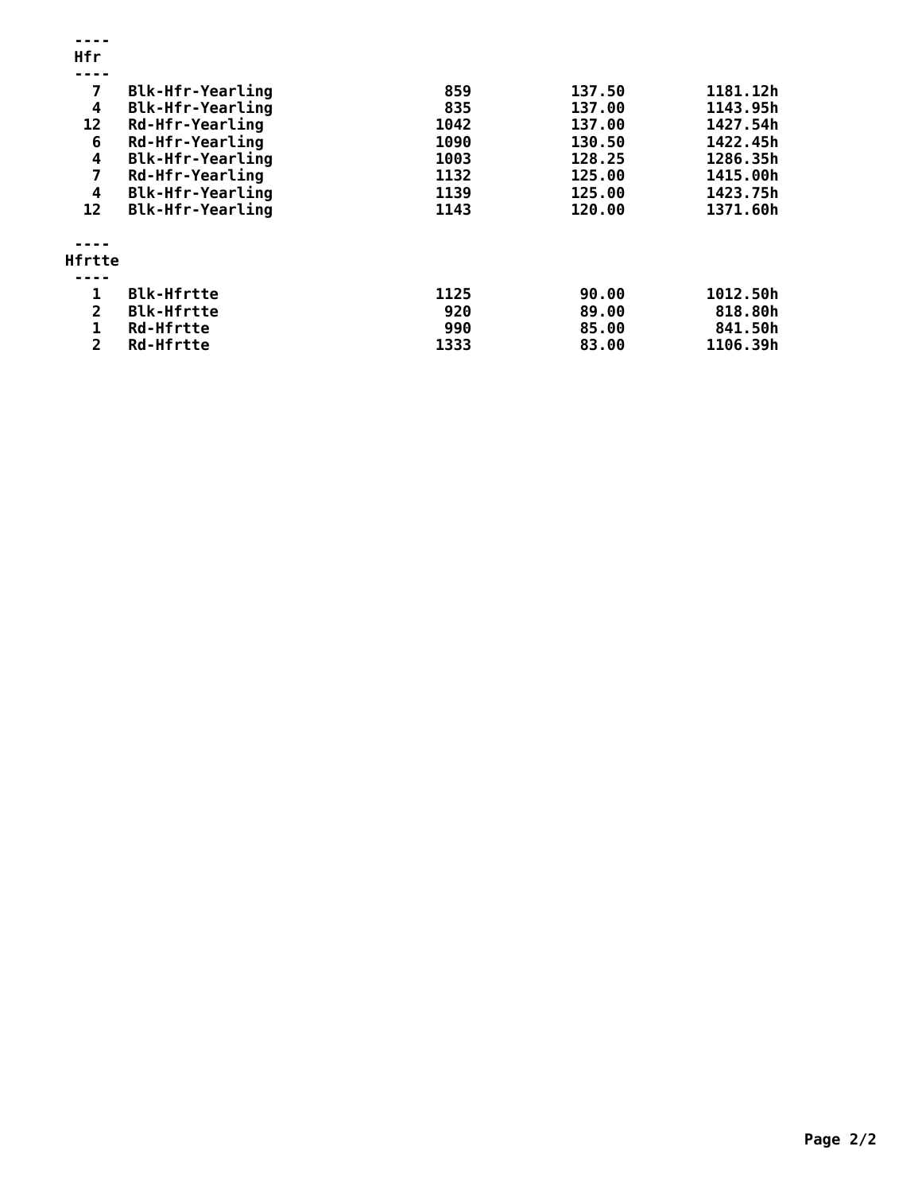----
Hfr
----

| | | | | |
|---|---|---|---|---|
| 7 | Blk-Hfr-Yearling | 859 | 137.50 | 1181.12h |
| 4 | Blk-Hfr-Yearling | 835 | 137.00 | 1143.95h |
| 12 | Rd-Hfr-Yearling | 1042 | 137.00 | 1427.54h |
| 6 | Rd-Hfr-Yearling | 1090 | 130.50 | 1422.45h |
| 4 | Blk-Hfr-Yearling | 1003 | 128.25 | 1286.35h |
| 7 | Rd-Hfr-Yearling | 1132 | 125.00 | 1415.00h |
| 4 | Blk-Hfr-Yearling | 1139 | 125.00 | 1423.75h |
| 12 | Blk-Hfr-Yearling | 1143 | 120.00 | 1371.60h |

----
Hfrtte
----

| | | | | |
|---|---|---|---|---|
| 1 | Blk-Hfrtte | 1125 | 90.00 | 1012.50h |
| 2 | Blk-Hfrtte | 920 | 89.00 | 818.80h |
| 1 | Rd-Hfrtte | 990 | 85.00 | 841.50h |
| 2 | Rd-Hfrtte | 1333 | 83.00 | 1106.39h |